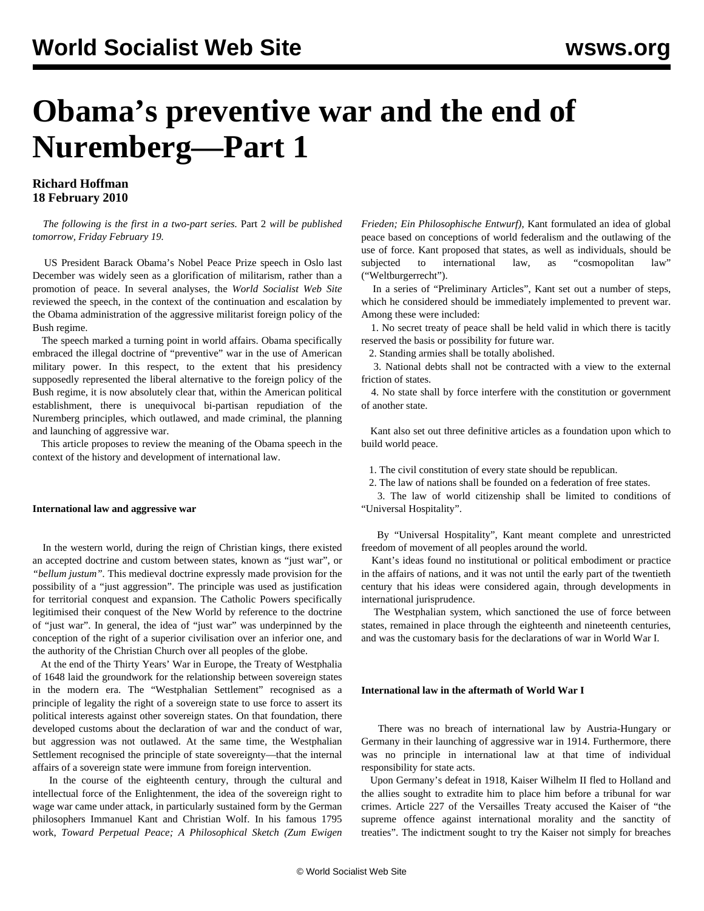# Obama's preventive war and the end of Nuremberg—Part 1

**Richard Hoffman**
**18 February 2010**

*The following is the first in a two-part series.* Part 2 *will be published tomorrow, Friday February 19.*

US President Barack Obama's Nobel Peace Prize speech in Oslo last December was widely seen as a glorification of militarism, rather than a promotion of peace. In several analyses, the *World Socialist Web Site* reviewed the speech, in the context of the continuation and escalation by the Obama administration of the aggressive militarist foreign policy of the Bush regime.

The speech marked a turning point in world affairs. Obama specifically embraced the illegal doctrine of "preventive" war in the use of American military power. In this respect, to the extent that his presidency supposedly represented the liberal alternative to the foreign policy of the Bush regime, it is now absolutely clear that, within the American political establishment, there is unequivocal bi-partisan repudiation of the Nuremberg principles, which outlawed, and made criminal, the planning and launching of aggressive war.

This article proposes to review the meaning of the Obama speech in the context of the history and development of international law.

**International law and aggressive war**

In the western world, during the reign of Christian kings, there existed an accepted doctrine and custom between states, known as "just war", or *"bellum justum"*. This medieval doctrine expressly made provision for the possibility of a "just aggression". The principle was used as justification for territorial conquest and expansion. The Catholic Powers specifically legitimised their conquest of the New World by reference to the doctrine of "just war". In general, the idea of "just war" was underpinned by the conception of the right of a superior civilisation over an inferior one, and the authority of the Christian Church over all peoples of the globe.

At the end of the Thirty Years' War in Europe, the Treaty of Westphalia of 1648 laid the groundwork for the relationship between sovereign states in the modern era. The "Westphalian Settlement" recognised as a principle of legality the right of a sovereign state to use force to assert its political interests against other sovereign states. On that foundation, there developed customs about the declaration of war and the conduct of war, but aggression was not outlawed. At the same time, the Westphalian Settlement recognised the principle of state sovereignty—that the internal affairs of a sovereign state were immune from foreign intervention.

In the course of the eighteenth century, through the cultural and intellectual force of the Enlightenment, the idea of the sovereign right to wage war came under attack, in particularly sustained form by the German philosophers Immanuel Kant and Christian Wolf. In his famous 1795 work, *Toward Perpetual Peace; A Philosophical Sketch (Zum Ewigen Frieden; Ein Philosophische Entwurf)*, Kant formulated an idea of global peace based on conceptions of world federalism and the outlawing of the use of force. Kant proposed that states, as well as individuals, should be subjected to international law, as "cosmopolitan law" ("Weltburgerrecht").

In a series of "Preliminary Articles", Kant set out a number of steps, which he considered should be immediately implemented to prevent war. Among these were included:

1. No secret treaty of peace shall be held valid in which there is tacitly reserved the basis or possibility for future war.
2. Standing armies shall be totally abolished.
3. National debts shall not be contracted with a view to the external friction of states.
4. No state shall by force interfere with the constitution or government of another state.

Kant also set out three definitive articles as a foundation upon which to build world peace.

1. The civil constitution of every state should be republican.
2. The law of nations shall be founded on a federation of free states.
3. The law of world citizenship shall be limited to conditions of "Universal Hospitality".

By "Universal Hospitality", Kant meant complete and unrestricted freedom of movement of all peoples around the world.

Kant's ideas found no institutional or political embodiment or practice in the affairs of nations, and it was not until the early part of the twentieth century that his ideas were considered again, through developments in international jurisprudence.

The Westphalian system, which sanctioned the use of force between states, remained in place through the eighteenth and nineteenth centuries, and was the customary basis for the declarations of war in World War I.

**International law in the aftermath of World War I**

There was no breach of international law by Austria-Hungary or Germany in their launching of aggressive war in 1914. Furthermore, there was no principle in international law at that time of individual responsibility for state acts.

Upon Germany's defeat in 1918, Kaiser Wilhelm II fled to Holland and the allies sought to extradite him to place him before a tribunal for war crimes. Article 227 of the Versailles Treaty accused the Kaiser of "the supreme offence against international morality and the sanctity of treaties". The indictment sought to try the Kaiser not simply for breaches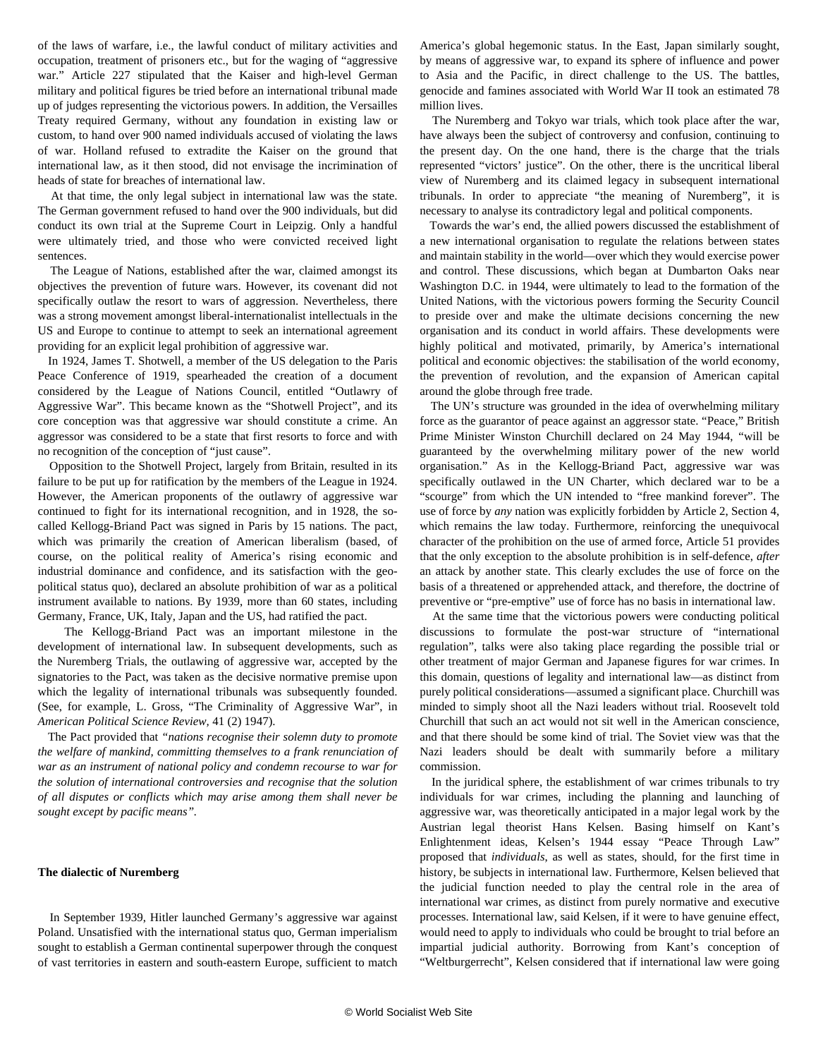of the laws of warfare, i.e., the lawful conduct of military activities and occupation, treatment of prisoners etc., but for the waging of "aggressive war." Article 227 stipulated that the Kaiser and high-level German military and political figures be tried before an international tribunal made up of judges representing the victorious powers. In addition, the Versailles Treaty required Germany, without any foundation in existing law or custom, to hand over 900 named individuals accused of violating the laws of war. Holland refused to extradite the Kaiser on the ground that international law, as it then stood, did not envisage the incrimination of heads of state for breaches of international law.

At that time, the only legal subject in international law was the state. The German government refused to hand over the 900 individuals, but did conduct its own trial at the Supreme Court in Leipzig. Only a handful were ultimately tried, and those who were convicted received light sentences.

The League of Nations, established after the war, claimed amongst its objectives the prevention of future wars. However, its covenant did not specifically outlaw the resort to wars of aggression. Nevertheless, there was a strong movement amongst liberal-internationalist intellectuals in the US and Europe to continue to attempt to seek an international agreement providing for an explicit legal prohibition of aggressive war.

In 1924, James T. Shotwell, a member of the US delegation to the Paris Peace Conference of 1919, spearheaded the creation of a document considered by the League of Nations Council, entitled "Outlawry of Aggressive War". This became known as the "Shotwell Project", and its core conception was that aggressive war should constitute a crime. An aggressor was considered to be a state that first resorts to force and with no recognition of the conception of "just cause".

Opposition to the Shotwell Project, largely from Britain, resulted in its failure to be put up for ratification by the members of the League in 1924. However, the American proponents of the outlawry of aggressive war continued to fight for its international recognition, and in 1928, the so-called Kellogg-Briand Pact was signed in Paris by 15 nations. The pact, which was primarily the creation of American liberalism (based, of course, on the political reality of America's rising economic and industrial dominance and confidence, and its satisfaction with the geo-political status quo), declared an absolute prohibition of war as a political instrument available to nations. By 1939, more than 60 states, including Germany, France, UK, Italy, Japan and the US, had ratified the pact.

The Kellogg-Briand Pact was an important milestone in the development of international law. In subsequent developments, such as the Nuremberg Trials, the outlawing of aggressive war, accepted by the signatories to the Pact, was taken as the decisive normative premise upon which the legality of international tribunals was subsequently founded. (See, for example, L. Gross, "The Criminality of Aggressive War", in *American Political Science Review*, 41 (2) 1947).

The Pact provided that *"nations recognise their solemn duty to promote the welfare of mankind, committing themselves to a frank renunciation of war as an instrument of national policy and condemn recourse to war for the solution of international controversies and recognise that the solution of all disputes or conflicts which may arise among them shall never be sought except by pacific means"*.

**The dialectic of Nuremberg**

In September 1939, Hitler launched Germany's aggressive war against Poland. Unsatisfied with the international status quo, German imperialism sought to establish a German continental superpower through the conquest of vast territories in eastern and south-eastern Europe, sufficient to match America's global hegemonic status. In the East, Japan similarly sought, by means of aggressive war, to expand its sphere of influence and power to Asia and the Pacific, in direct challenge to the US. The battles, genocide and famines associated with World War II took an estimated 78 million lives.

The Nuremberg and Tokyo war trials, which took place after the war, have always been the subject of controversy and confusion, continuing to the present day. On the one hand, there is the charge that the trials represented "victors' justice". On the other, there is the uncritical liberal view of Nuremberg and its claimed legacy in subsequent international tribunals. In order to appreciate "the meaning of Nuremberg", it is necessary to analyse its contradictory legal and political components.

Towards the war's end, the allied powers discussed the establishment of a new international organisation to regulate the relations between states and maintain stability in the world—over which they would exercise power and control. These discussions, which began at Dumbarton Oaks near Washington D.C. in 1944, were ultimately to lead to the formation of the United Nations, with the victorious powers forming the Security Council to preside over and make the ultimate decisions concerning the new organisation and its conduct in world affairs. These developments were highly political and motivated, primarily, by America's international political and economic objectives: the stabilisation of the world economy, the prevention of revolution, and the expansion of American capital around the globe through free trade.

The UN's structure was grounded in the idea of overwhelming military force as the guarantor of peace against an aggressor state. "Peace," British Prime Minister Winston Churchill declared on 24 May 1944, "will be guaranteed by the overwhelming military power of the new world organisation." As in the Kellogg-Briand Pact, aggressive war was specifically outlawed in the UN Charter, which declared war to be a "scourge" from which the UN intended to "free mankind forever". The use of force by *any* nation was explicitly forbidden by Article 2, Section 4, which remains the law today. Furthermore, reinforcing the unequivocal character of the prohibition on the use of armed force, Article 51 provides that the only exception to the absolute prohibition is in self-defence, *after* an attack by another state. This clearly excludes the use of force on the basis of a threatened or apprehended attack, and therefore, the doctrine of preventive or "pre-emptive" use of force has no basis in international law.

At the same time that the victorious powers were conducting political discussions to formulate the post-war structure of "international regulation", talks were also taking place regarding the possible trial or other treatment of major German and Japanese figures for war crimes. In this domain, questions of legality and international law—as distinct from purely political considerations—assumed a significant place. Churchill was minded to simply shoot all the Nazi leaders without trial. Roosevelt told Churchill that such an act would not sit well in the American conscience, and that there should be some kind of trial. The Soviet view was that the Nazi leaders should be dealt with summarily before a military commission.

In the juridical sphere, the establishment of war crimes tribunals to try individuals for war crimes, including the planning and launching of aggressive war, was theoretically anticipated in a major legal work by the Austrian legal theorist Hans Kelsen. Basing himself on Kant's Enlightenment ideas, Kelsen's 1944 essay "Peace Through Law" proposed that *individuals*, as well as states, should, for the first time in history, be subjects in international law. Furthermore, Kelsen believed that the judicial function needed to play the central role in the area of international war crimes, as distinct from purely normative and executive processes. International law, said Kelsen, if it were to have genuine effect, would need to apply to individuals who could be brought to trial before an impartial judicial authority. Borrowing from Kant's conception of "Weltburgerrecht", Kelsen considered that if international law were going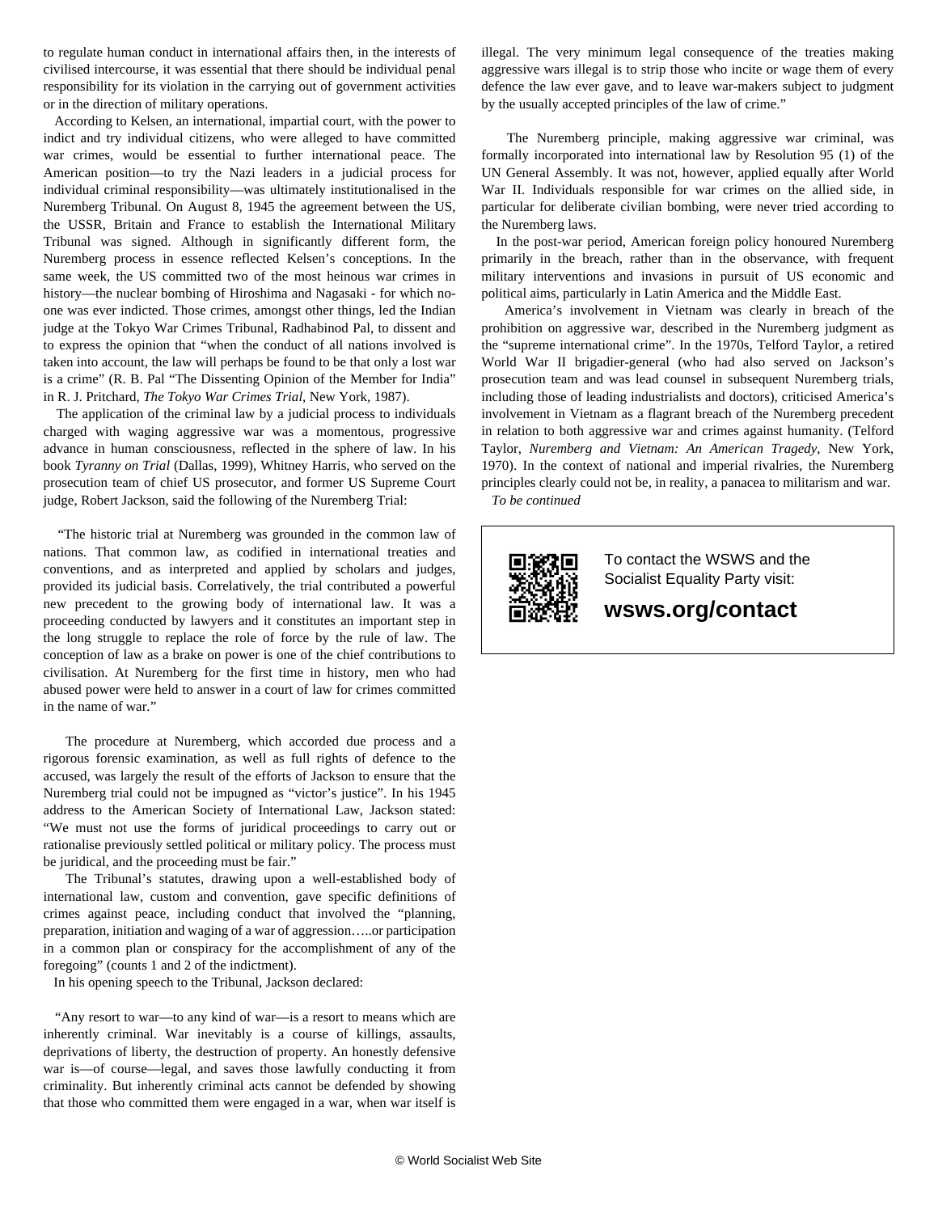to regulate human conduct in international affairs then, in the interests of civilised intercourse, it was essential that there should be individual penal responsibility for its violation in the carrying out of government activities or in the direction of military operations.

According to Kelsen, an international, impartial court, with the power to indict and try individual citizens, who were alleged to have committed war crimes, would be essential to further international peace. The American position—to try the Nazi leaders in a judicial process for individual criminal responsibility—was ultimately institutionalised in the Nuremberg Tribunal. On August 8, 1945 the agreement between the US, the USSR, Britain and France to establish the International Military Tribunal was signed. Although in significantly different form, the Nuremberg process in essence reflected Kelsen's conceptions. In the same week, the US committed two of the most heinous war crimes in history—the nuclear bombing of Hiroshima and Nagasaki - for which no-one was ever indicted. Those crimes, amongst other things, led the Indian judge at the Tokyo War Crimes Tribunal, Radhabinod Pal, to dissent and to express the opinion that "when the conduct of all nations involved is taken into account, the law will perhaps be found to be that only a lost war is a crime" (R. B. Pal "The Dissenting Opinion of the Member for India" in R. J. Pritchard, *The Tokyo War Crimes Trial*, New York, 1987).

The application of the criminal law by a judicial process to individuals charged with waging aggressive war was a momentous, progressive advance in human consciousness, reflected in the sphere of law. In his book *Tyranny on Trial* (Dallas, 1999), Whitney Harris, who served on the prosecution team of chief US prosecutor, and former US Supreme Court judge, Robert Jackson, said the following of the Nuremberg Trial:

"The historic trial at Nuremberg was grounded in the common law of nations. That common law, as codified in international treaties and conventions, and as interpreted and applied by scholars and judges, provided its judicial basis. Correlatively, the trial contributed a powerful new precedent to the growing body of international law. It was a proceeding conducted by lawyers and it constitutes an important step in the long struggle to replace the role of force by the rule of law. The conception of law as a brake on power is one of the chief contributions to civilisation. At Nuremberg for the first time in history, men who had abused power were held to answer in a court of law for crimes committed in the name of war."

The procedure at Nuremberg, which accorded due process and a rigorous forensic examination, as well as full rights of defence to the accused, was largely the result of the efforts of Jackson to ensure that the Nuremberg trial could not be impugned as "victor's justice". In his 1945 address to the American Society of International Law, Jackson stated: "We must not use the forms of juridical proceedings to carry out or rationalise previously settled political or military policy. The process must be juridical, and the proceeding must be fair."

The Tribunal's statutes, drawing upon a well-established body of international law, custom and convention, gave specific definitions of crimes against peace, including conduct that involved the "planning, preparation, initiation and waging of a war of aggression…..or participation in a common plan or conspiracy for the accomplishment of any of the foregoing" (counts 1 and 2 of the indictment).

In his opening speech to the Tribunal, Jackson declared:

"Any resort to war—to any kind of war—is a resort to means which are inherently criminal. War inevitably is a course of killings, assaults, deprivations of liberty, the destruction of property. An honestly defensive war is—of course—legal, and saves those lawfully conducting it from criminality. But inherently criminal acts cannot be defended by showing that those who committed them were engaged in a war, when war itself is illegal. The very minimum legal consequence of the treaties making aggressive wars illegal is to strip those who incite or wage them of every defence the law ever gave, and to leave war-makers subject to judgment by the usually accepted principles of the law of crime."

The Nuremberg principle, making aggressive war criminal, was formally incorporated into international law by Resolution 95 (1) of the UN General Assembly. It was not, however, applied equally after World War II. Individuals responsible for war crimes on the allied side, in particular for deliberate civilian bombing, were never tried according to the Nuremberg laws.

In the post-war period, American foreign policy honoured Nuremberg primarily in the breach, rather than in the observance, with frequent military interventions and invasions in pursuit of US economic and political aims, particularly in Latin America and the Middle East.

America's involvement in Vietnam was clearly in breach of the prohibition on aggressive war, described in the Nuremberg judgment as the "supreme international crime". In the 1970s, Telford Taylor, a retired World War II brigadier-general (who had also served on Jackson's prosecution team and was lead counsel in subsequent Nuremberg trials, including those of leading industrialists and doctors), criticised America's involvement in Vietnam as a flagrant breach of the Nuremberg precedent in relation to both aggressive war and crimes against humanity. (Telford Taylor, *Nuremberg and Vietnam: An American Tragedy*, New York, 1970). In the context of national and imperial rivalries, the Nuremberg principles clearly could not be, in reality, a panacea to militarism and war.

*To be continued*

To contact the WSWS and the Socialist Equality Party visit:

**wsws.org/contact**